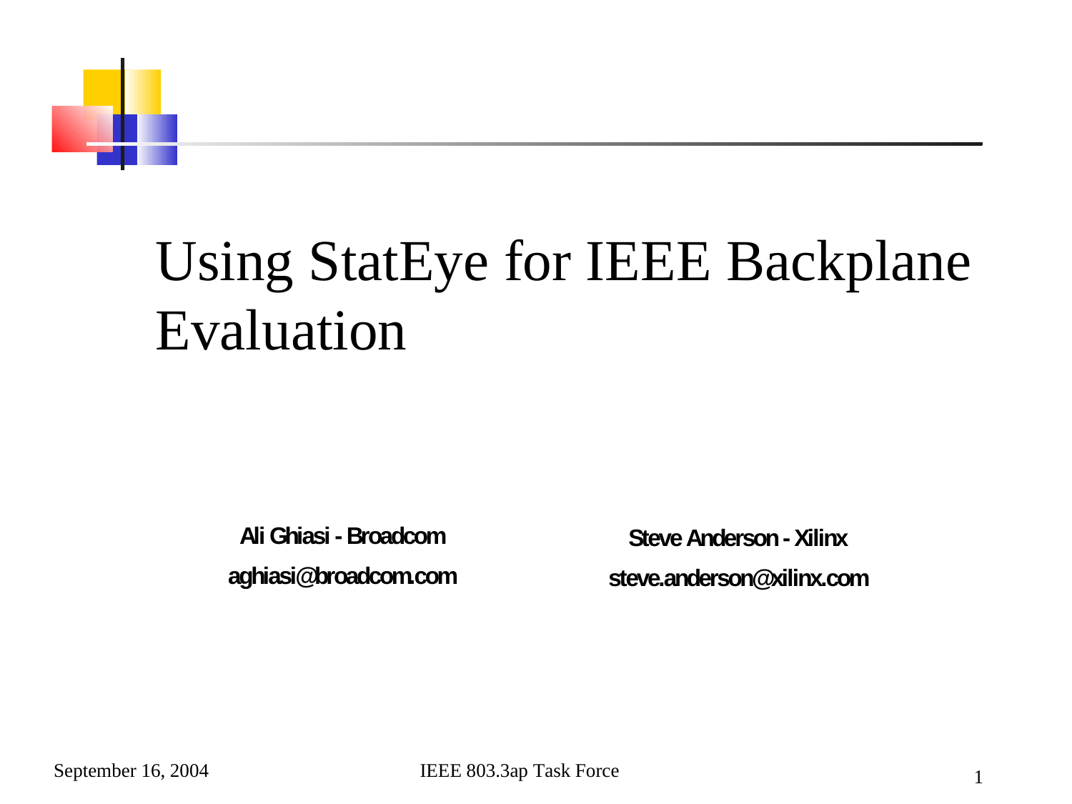# Using StatEye for IEEE Backplane Evaluation

**Ali Ghiasi - Broadcom**

**aghiasi@broadcom.com**

**Steve Anderson - Xilinx**

**steve.anderson@xilinx.com**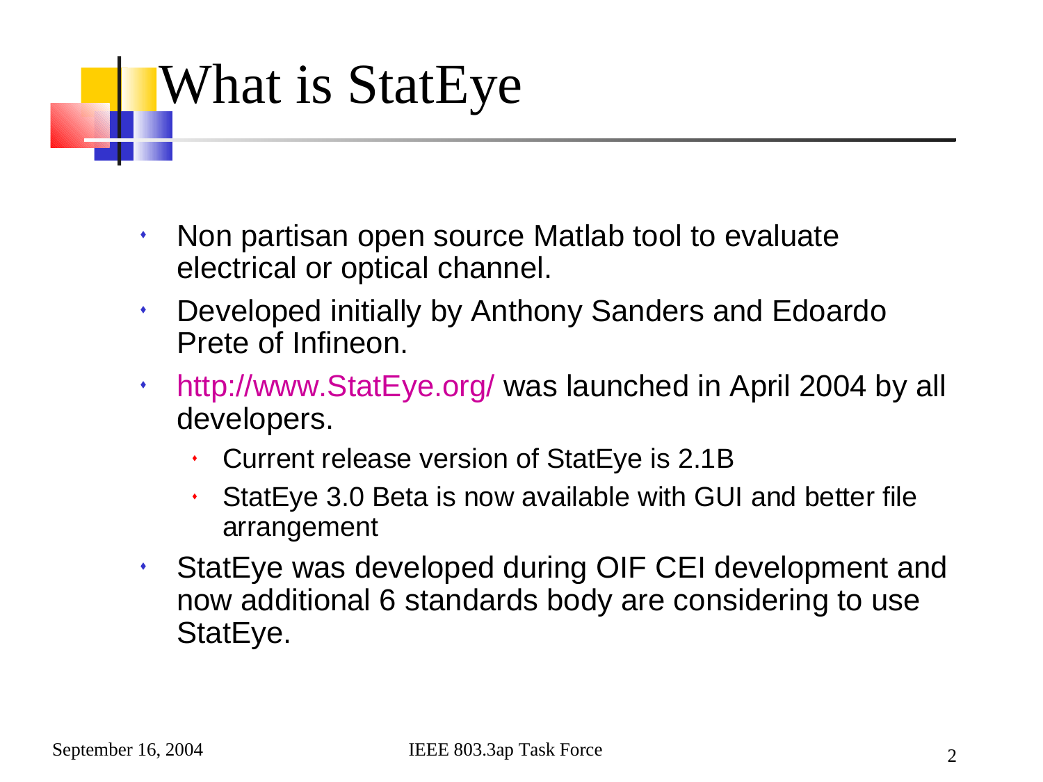# What is StatEye

- Non partisan open source Matlab tool to evaluate electrical or optical channel.
- Developed initially by Anthony Sanders and Edoardo Prete of Infineon.
- http://www.StatEye.org/ was launched in April 2004 by all developers.
  - Current release version of StatEye is 2.1B
  - StatEye 3.0 Beta is now available with GUI and better file arrangement
- StatEye was developed during OIF CEI development and now additional 6 standards body are considering to use StatEye.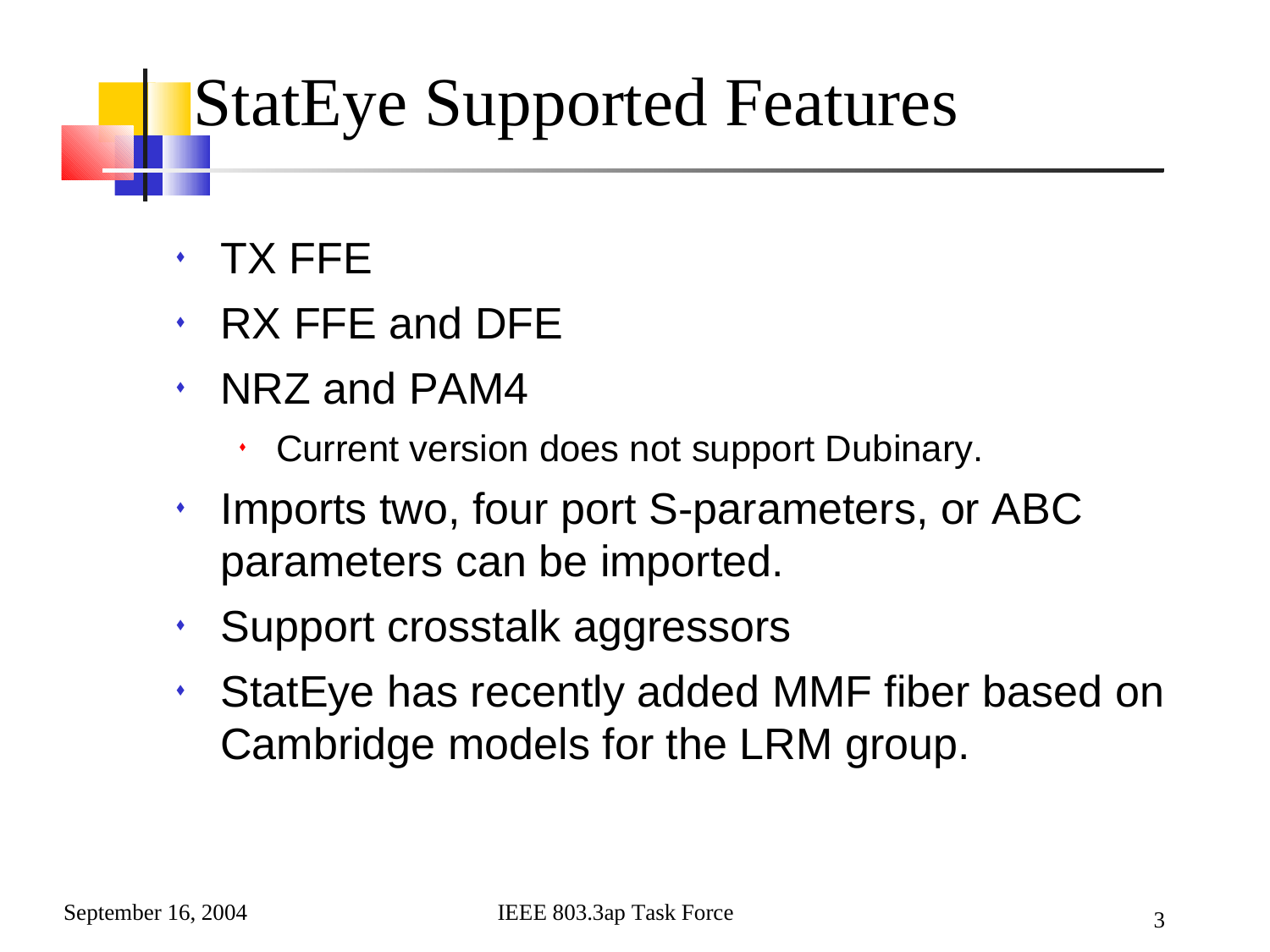# StatEye Supported Features

- TX FFE
- RX FFE and DFE
- NRZ and PAM4
  - Current version does not support Dubinary.
- Imports two, four port S-parameters, or ABC parameters can be imported.
- Support crosstalk aggressors
- StatEye has recently added MMF fiber based on Cambridge models for the LRM group.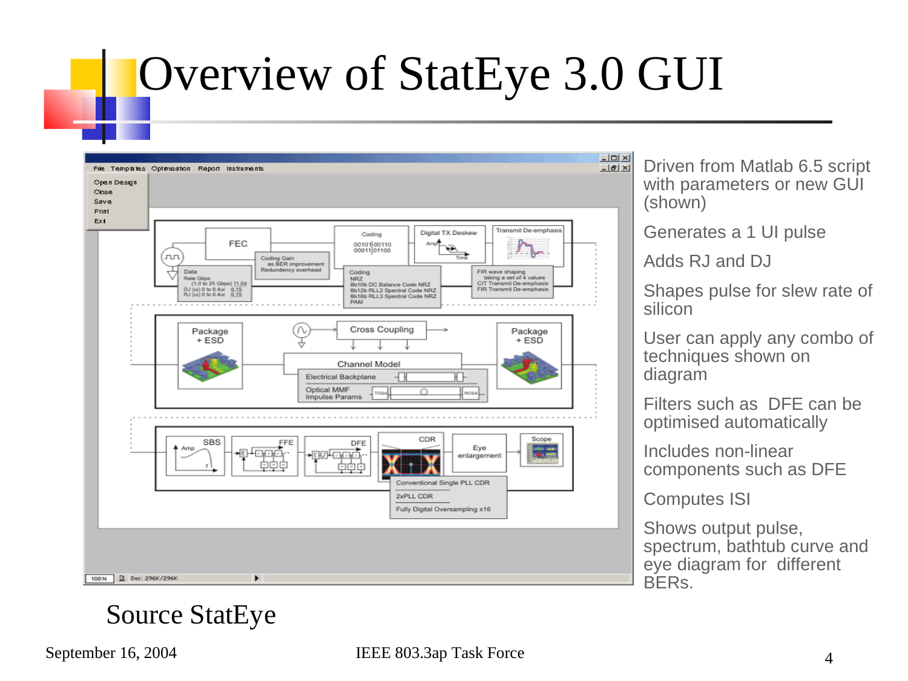# Overview of StatEye 3.0 GUI

- Driven from Matlab 6.5 script with parameters or new GUI (shown)
- Generates a 1 UI pulse
- Adds RJ and DJ
- Shapes pulse for slew rate of silicon
- User can apply any combo of techniques shown on diagram
- Filters such as DFE can be optimised automatically
- Includes non-linear components such as DFE
- Computes ISI
- Shows output pulse, spectrum, bathtub curve and eye diagram for different BERs.

Source StatEye

September 16, 2004 IEEE 802.3ap Task Force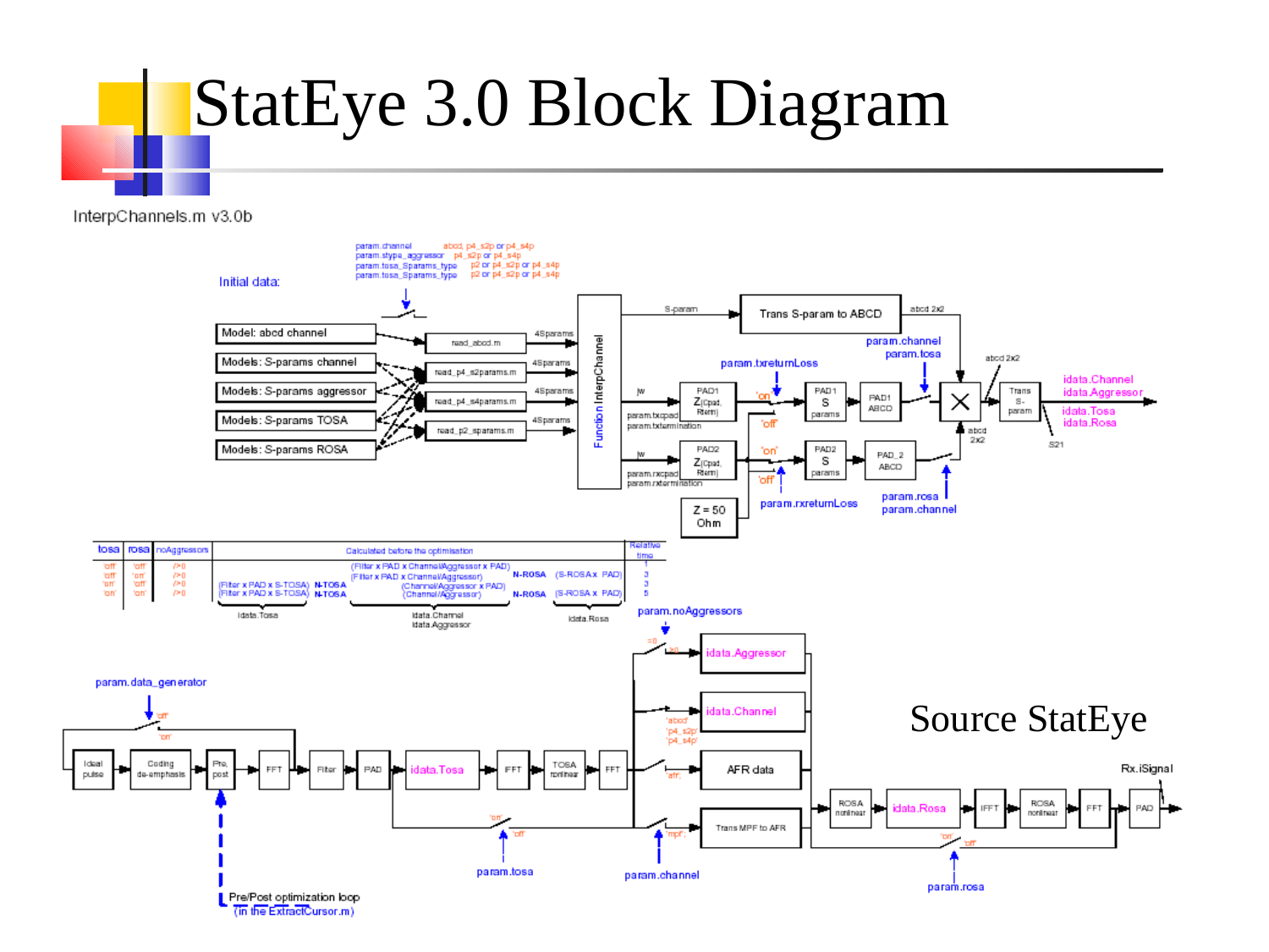# StatEye 3.0 Block Diagram

InterpChannels.m v3.0b

Initial data:

- param.channel abcd, p4_s2p or p4_s4p
- param.stype_aggressor p4_s2p or p4_s4p
- param.tosa_Sparams_type p2 or p4_s2p or p4_s4p
- param.tosa_Sparams_type p2 or p4_s2p or p4_s4p

Model: abcd channel

Models: S-params channel

Models: S-params aggressor

Models: S-params TOSA

Models: S-params ROSA

read_abcd.m — 4Sparams

read_p4_s2params.m — 4Sparams

read_p4_s4params.m — 4Sparams

read_p2_sparams.m — 4Sparams

Function InterpChannel

S-param → Trans S-param to ABCD → abcd 2x2

param.channel
param.tosa

param.txreturnLoss

jw, param.txcpad, param.txtermination → PAD1 Z(Cpad, Rterm) → 'on' / 'off' → PAD1 S params → PAD1 ABCD

jw, param.rxcpad, param.rxtermination → PAD2 Z(Cpad, Rterm) → 'on' / 'off' → PAD2 S params → PAD_2 ABCD

Z = 50 Ohm

param.rxreturnLoss

param.rosa
param.channel

abcd 2x2 → Trans S-param → S21

idata.Channel
idata.Aggressor
idata.Tosa
idata.Rosa

| tosa | rosa | noAggressors | Calculated before the optimisation | | | | Relative time |
|---|---|---|---|---|---|---|---|
| 'off' | 'off' | />0 | | (Filter x PAD x Channel/Aggressor x PAD) | | | 1 |
| 'off' | 'on' | />0 | | (Filter x PAD x Channel/Aggressor) | N-ROSA | (S-ROSA x PAD) | 3 |
| 'on' | 'off' | />0 | (Filter x PAD x S-TOSA) N-TOSA | (Channel/Aggressor x PAD) | | | 3 |
| 'on' | 'on' | />0 | (Filter x PAD x S-TOSA) N-TOSA | (Channel/Aggressor) | N-ROSA | (S-ROSA x PAD) | 5 |
| | | | idata.Tosa | idata.Channel idata.Aggressor | | idata.Rosa | |

param.noAggressors

param.data_generator

Ideal pulse → Coding de-emphasis → Pre, post → FFT → Filter → PAD → idata.Tosa → IFFT → TOSA nonlinear → FFT

=0 / >0 → idata.Aggressor

idata.Channel

'abcd' 'p4_s2p' 'p4_s4p'

'afr' → AFR data

'mpf' → Trans MPF to AFR

ROSA nonlinear → idata.Rosa → IFFT → ROSA nonlinear → FFT → PAD → Rx.iSignal

param.tosa

param.channel

param.rosa

Pre/Post optimization loop (in the ExtractCursor.m)

Source StatEye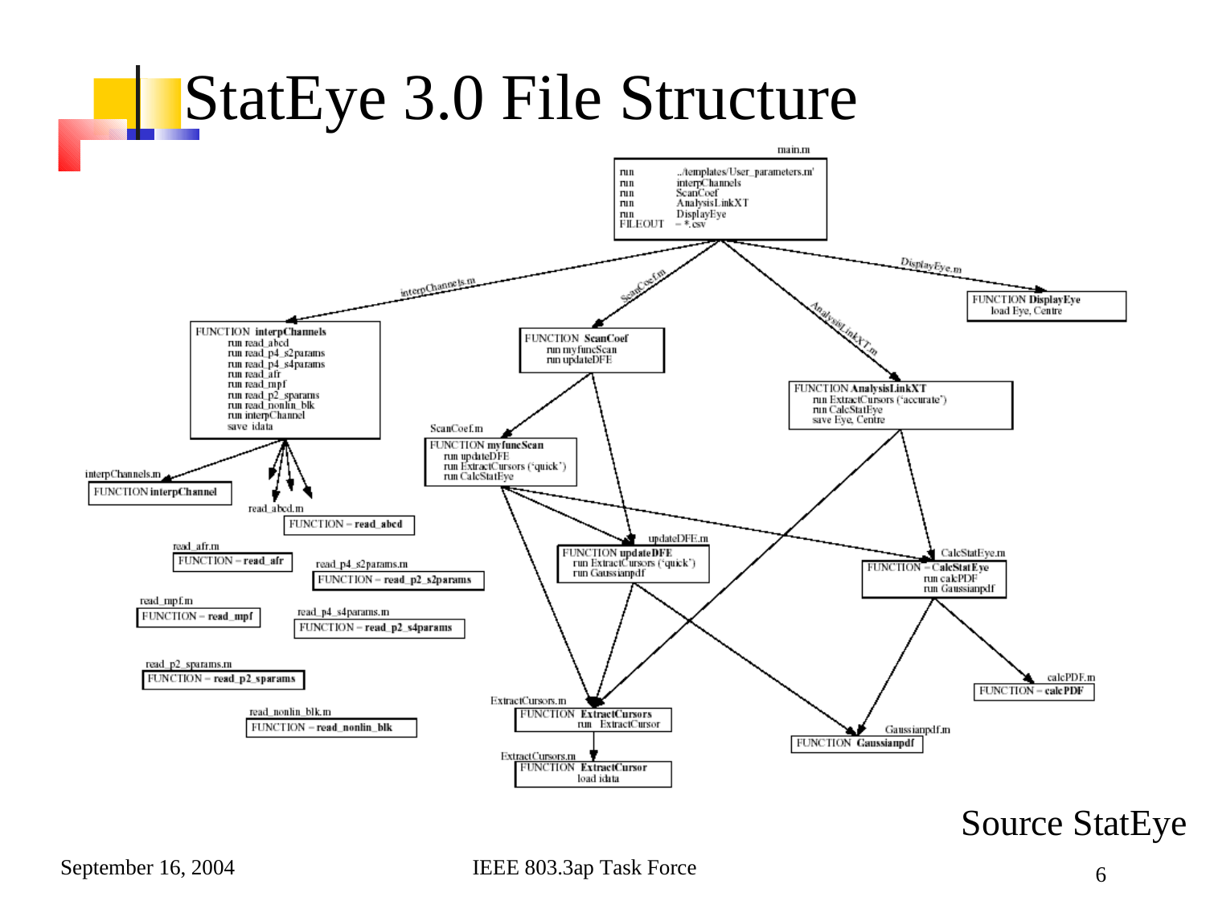# StatEye 3.0 File Structure

main.m

```
run      ../templates/User_parameters.m'
run      interpChannels
run      ScanCoef
run      AnalysisLinkXT
run      DisplayEye
FILEOUT  = *.csv
```

interpChannels.m

```
FUNCTION interpChannels
    run read_abcd
    run read_p4_s2params
    run read_p4_s4params
    run read_afr
    run read_mpf
    run read_p2_sparams
    run read_nonlin_blk
    run interpChannel
    save idata
```

ScanCoef.m

```
FUNCTION ScanCoef
    run myfuncScan
    run updateDFE
```

AnalysisLinkXT.m

```
FUNCTION AnalysisLinkXT
    run ExtractCursors ('accurate')
    run CalcStatEye
    save Eye, Centre
```

DisplayEye.m

```
FUNCTION DisplayEye
    load Eye, Centre
```

interpChannels.m

```
FUNCTION interpChannel
```

read_abcd.m

```
FUNCTION – read_abcd
```

read_afr.m

```
FUNCTION – read_afr
```

read_p4_s2params.m

```
FUNCTION – read_p2_s2params
```

read_mpf.m

```
FUNCTION – read_mpf
```

read_p4_s4params.m

```
FUNCTION – read_p2_s4params
```

read_p2_sparams.m

```
FUNCTION – read_p2_sparams
```

read_nonlin_blk.m

```
FUNCTION – read_nonlin_blk
```

ScanCoef.m

```
FUNCTION myfuncScan
    run updateDFE
    run ExtractCursors ('quick')
    run CalcStatEye
```

updateDFE.m

```
FUNCTION updateDFE
    run ExtractCursors ('quick')
    run Gaussianpdf
```

CalcStatEye.m

```
FUNCTION – CalcStatEye
    run calcPDF
    run Gaussianpdf
```

calcPDF.m

```
FUNCTION – calcPDF
```

Gaussianpdf.m

```
FUNCTION Gaussianpdf
```

ExtractCursors.m

```
FUNCTION ExtractCursors
    run ExtractCursor
```

ExtractCursors.m

```
FUNCTION ExtractCursor
    load idata
```

Source StatEye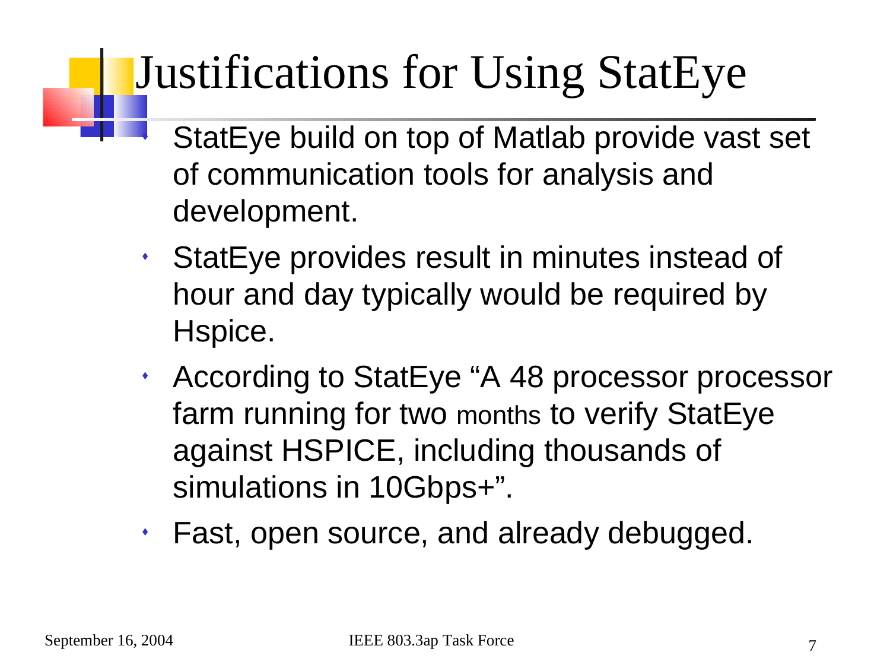# Justifications for Using StatEye

- StatEye build on top of Matlab provide vast set of communication tools for analysis and development.
- StatEye provides result in minutes instead of hour and day typically would be required by Hspice.
- According to StatEye "A 48 processor processor farm running for two months to verify StatEye against HSPICE, including thousands of simulations in 10Gbps+".
- Fast, open source, and already debugged.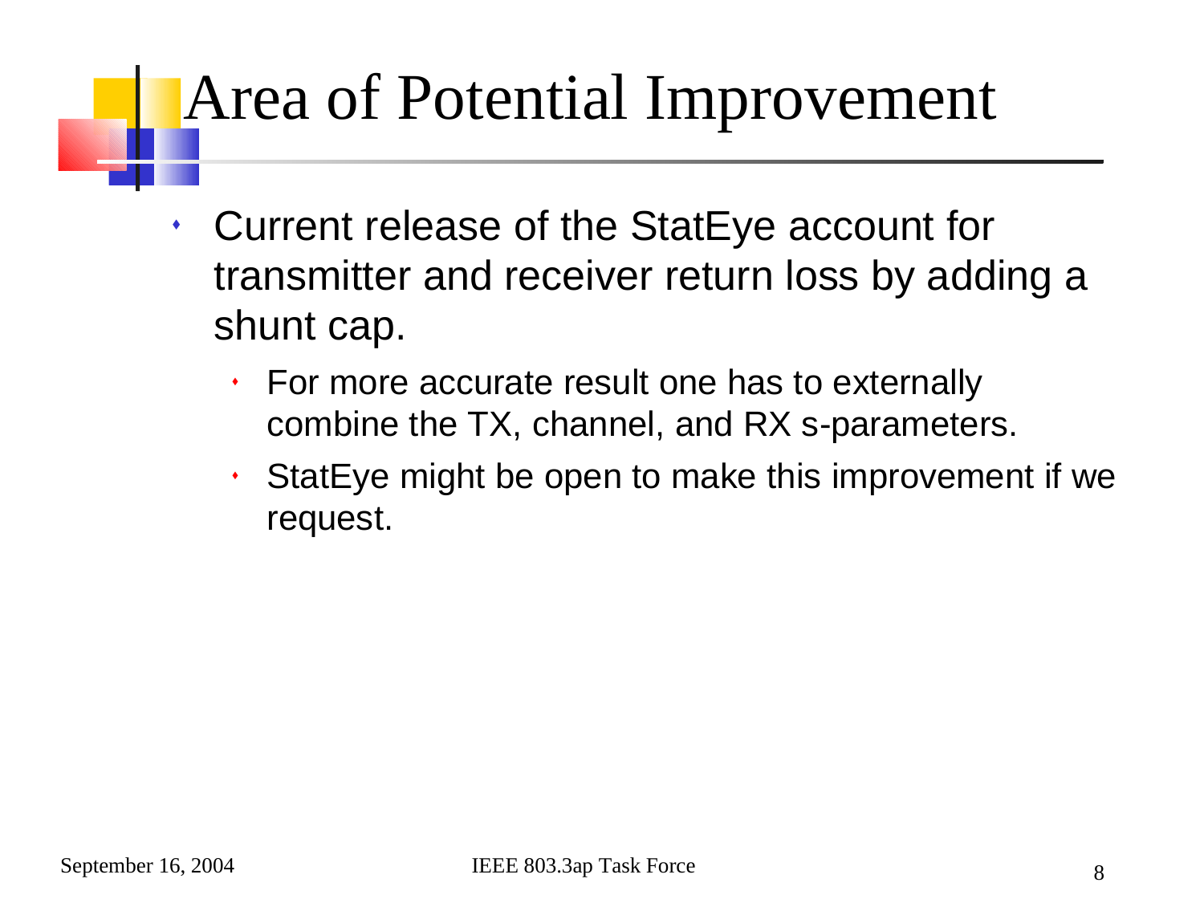# Area of Potential Improvement

- Current release of the StatEye account for transmitter and receiver return loss by adding a shunt cap.
  - For more accurate result one has to externally combine the TX, channel, and RX s-parameters.
  - StatEye might be open to make this improvement if we request.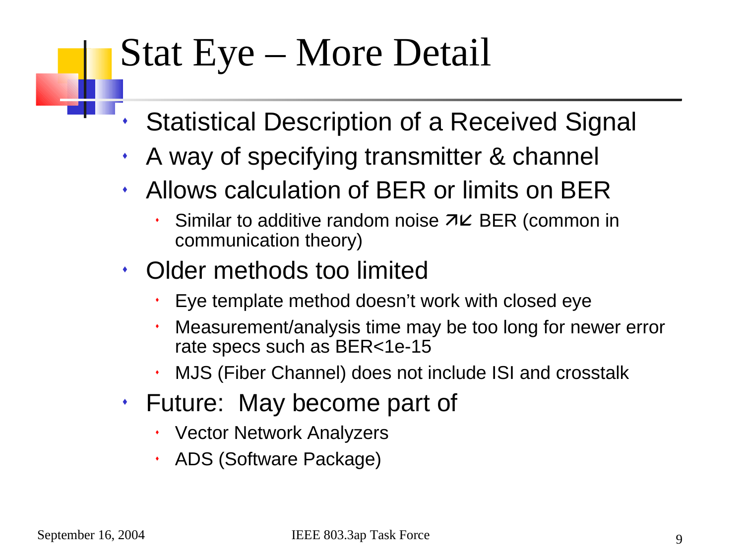# Stat Eye – More Detail

- Statistical Description of a Received Signal
- A way of specifying transmitter & channel
- Allows calculation of BER or limits on BER
  - Similar to additive random noise ↗↙ BER (common in communication theory)
- Older methods too limited
  - Eye template method doesn't work with closed eye
  - Measurement/analysis time may be too long for newer error rate specs such as BER<1e-15
  - MJS (Fiber Channel) does not include ISI and crosstalk
- Future: May become part of
  - Vector Network Analyzers
  - ADS (Software Package)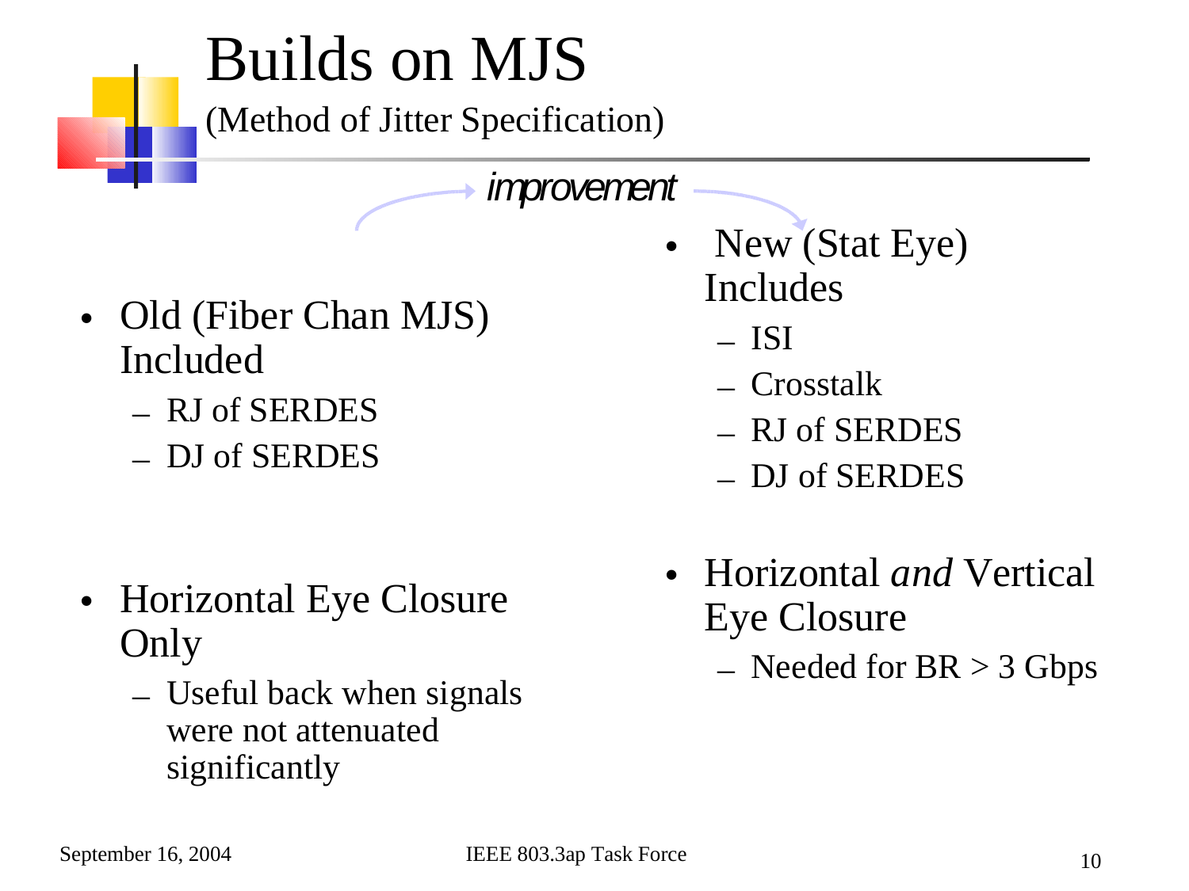# Builds on MJS

(Method of Jitter Specification)

*improvement*

- Old (Fiber Chan MJS) Included
  - RJ of SERDES
  - DJ of SERDES
- Horizontal Eye Closure Only
  - Useful back when signals were not attenuated significantly

- New (Stat Eye) Includes
  - ISI
  - Crosstalk
  - RJ of SERDES
  - DJ of SERDES
- Horizontal *and* Vertical Eye Closure
  - Needed for BR > 3 Gbps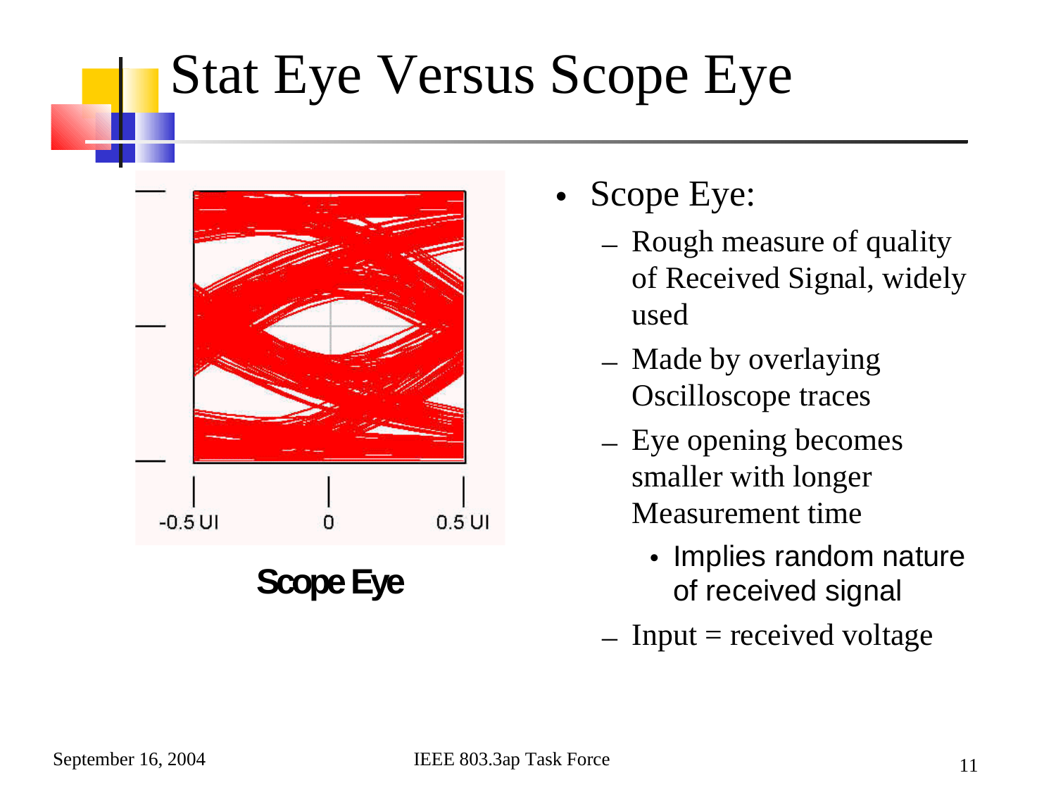# Stat Eye Versus Scope Eye

-0.5 UI    0    0.5 UI

**Scope Eye**

- Scope Eye:
  - Rough measure of quality of Received Signal, widely used
  - Made by overlaying Oscilloscope traces
  - Eye opening becomes smaller with longer Measurement time
    - Implies random nature of received signal
  - Input = received voltage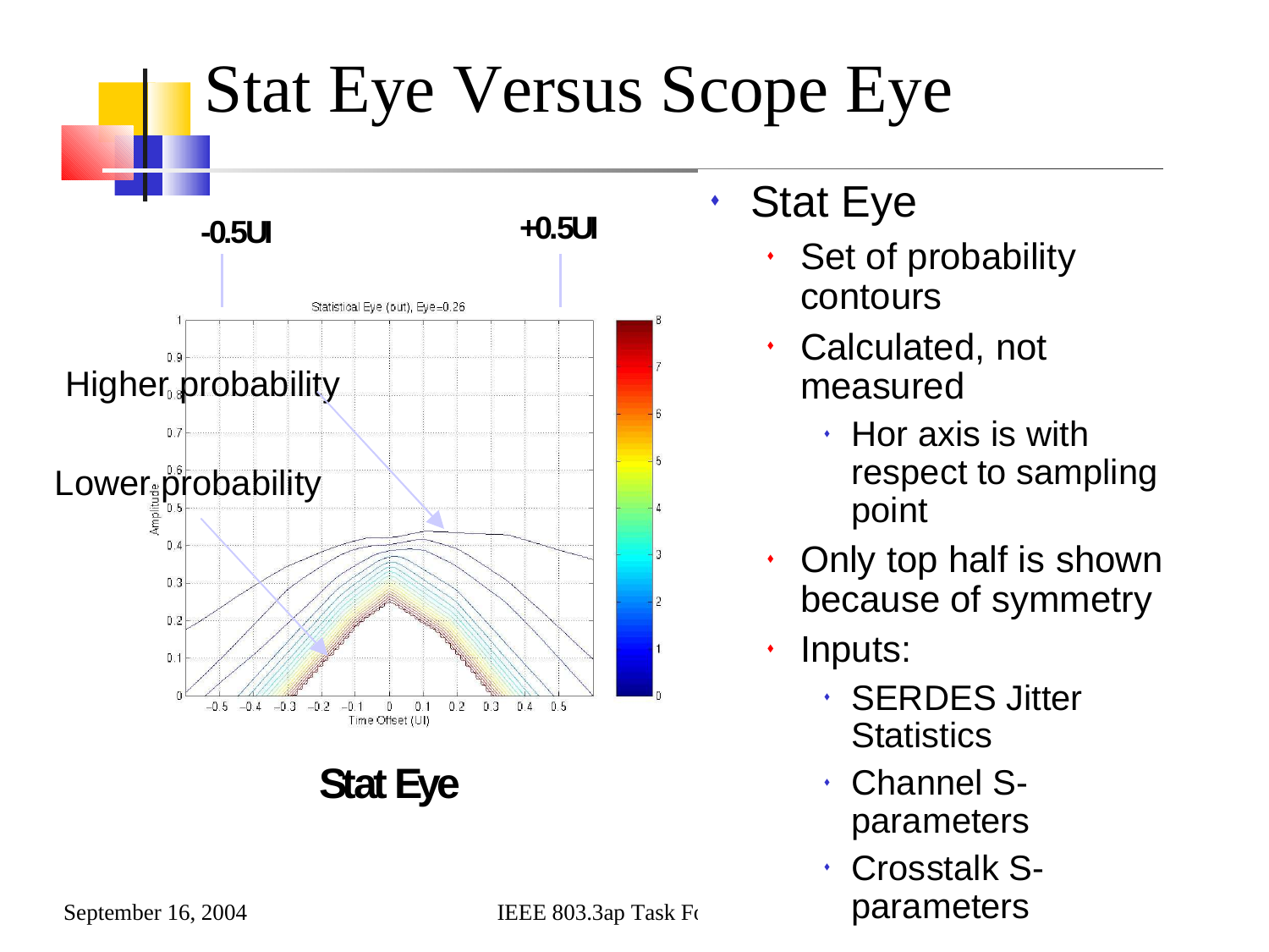# Stat Eye Versus Scope Eye

-0.5UI

+0.5UI

Statistical Eye (out), Eye=0.26

Higher probability

Lower probability

Stat Eye

- Stat Eye
  - Set of probability contours
  - Calculated, not measured
    - Hor axis is with respect to sampling point
  - Only top half is shown because of symmetry
  - Inputs:
    - SERDES Jitter Statistics
    - Channel S-parameters
    - Crosstalk S-parameters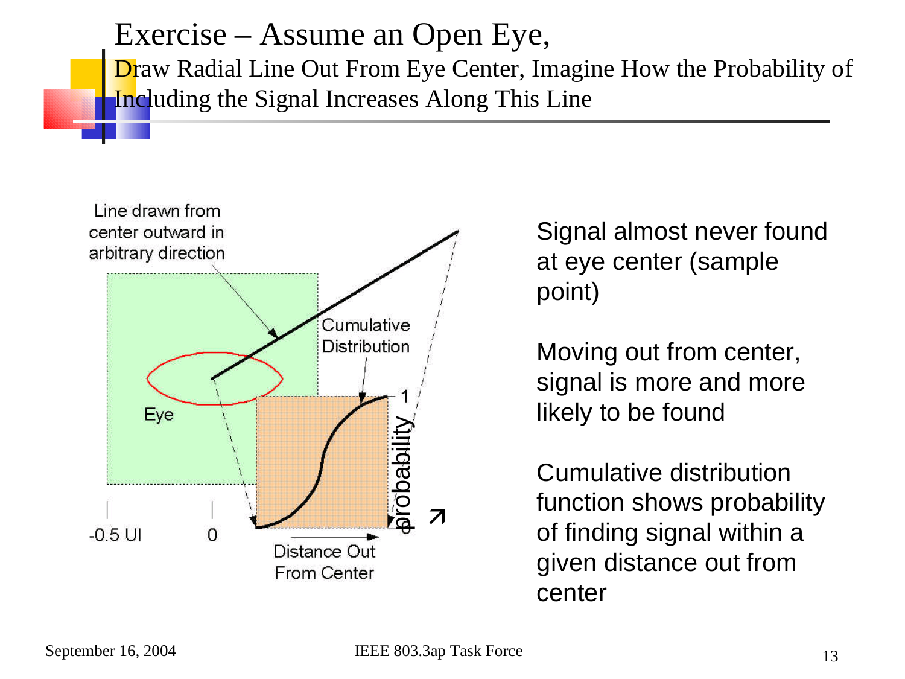# Exercise – Assume an Open Eye,

## Draw Radial Line Out From Eye Center, Imagine How the Probability of Including the Signal Increases Along This Line

Line drawn from center outward in arbitrary direction

Cumulative Distribution

Eye

probability

1

0

-0.5 UI

0

Distance Out From Center

Signal almost never found at eye center (sample point)

Moving out from center, signal is more and more likely to be found

Cumulative distribution function shows probability of finding signal within a given distance out from center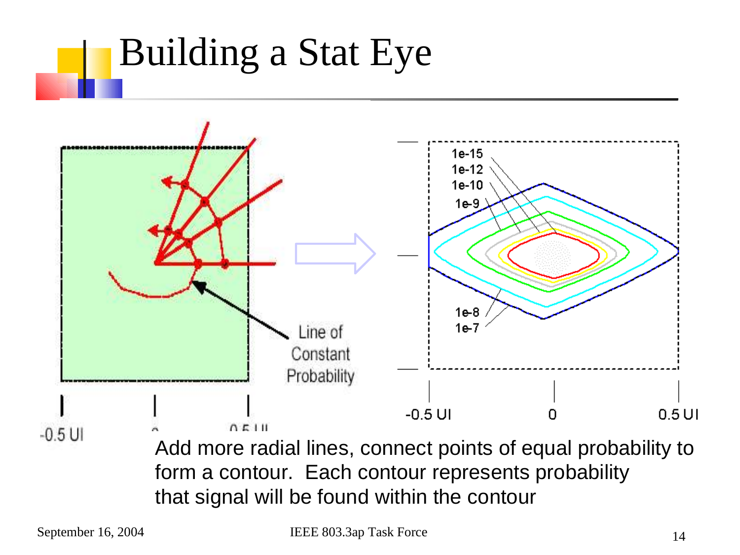# Building a Stat Eye

Line of Constant Probability

-0.5 UI 0 0.5 UI

1e-15
1e-12
1e-10
1e-9
1e-8
1e-7

-0.5 UI 0 0.5 UI

Add more radial lines, connect points of equal probability to form a contour. Each contour represents probability that signal will be found within the contour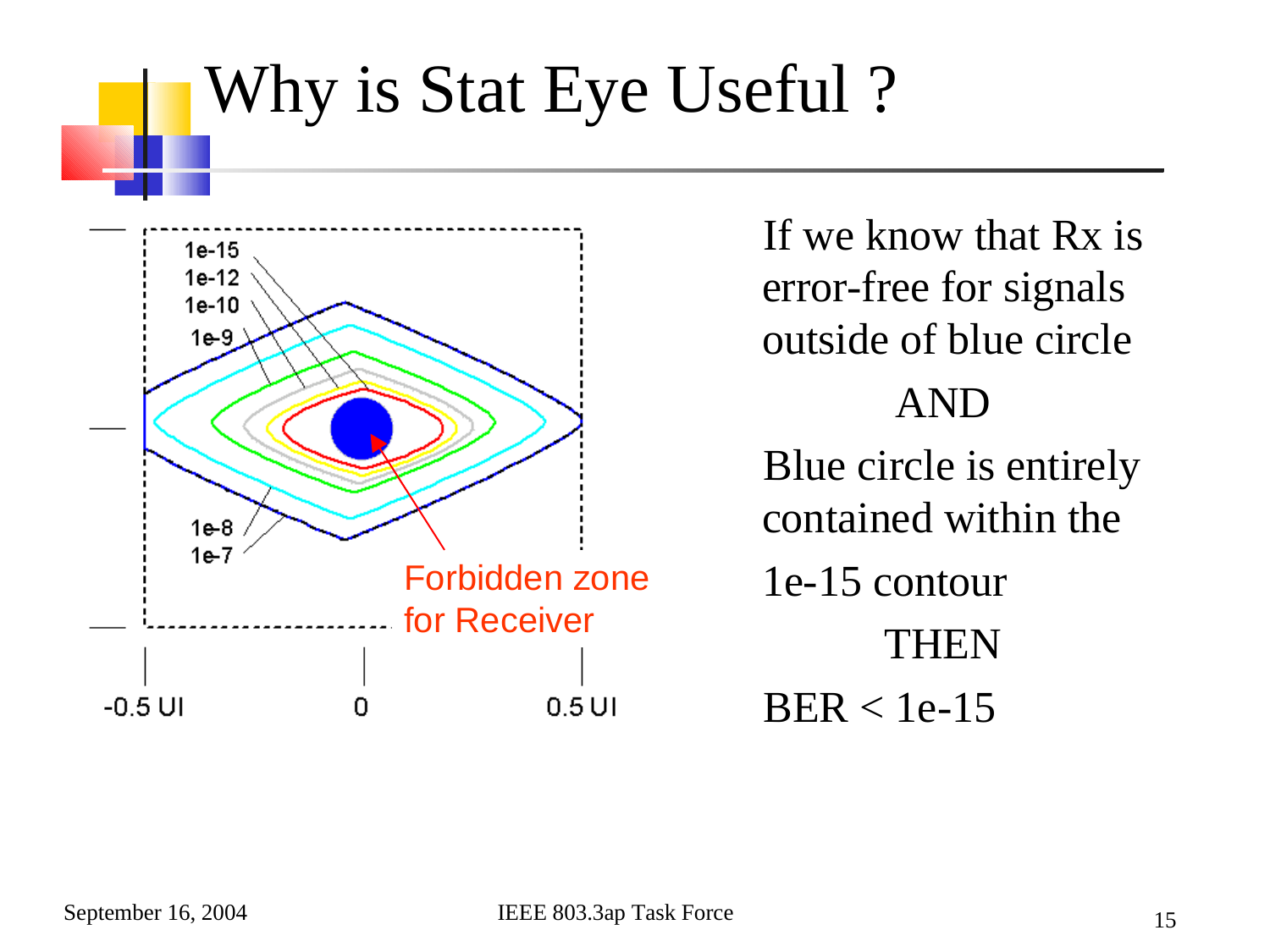# Why is Stat Eye Useful ?

1e-15
1e-12
1e-10
1e-9
1e-8
1e-7

Forbidden zone for Receiver

-0.5 UI    0    0.5 UI

If we know that Rx is error-free for signals outside of blue circle

AND

Blue circle is entirely contained within the 1e-15 contour

THEN

BER < 1e-15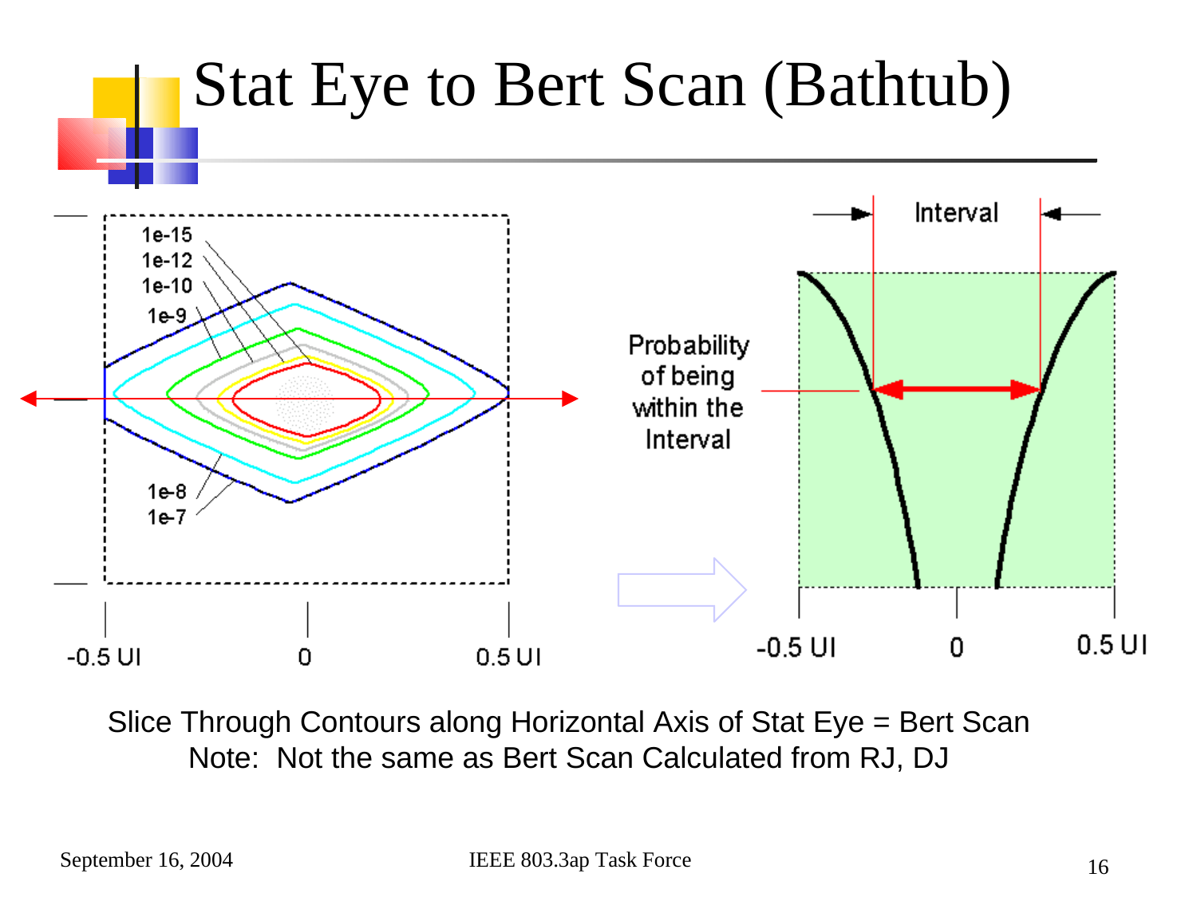# Stat Eye to Bert Scan (Bathtub)

1e-15
1e-12
1e-10
1e-9
1e-8
1e-7

-0.5 UI 0 0.5 UI

Interval

Probability of being within the Interval

-0.5 UI 0 0.5 UI

Slice Through Contours along Horizontal Axis of Stat Eye = Bert Scan
Note: Not the same as Bert Scan Calculated from RJ, DJ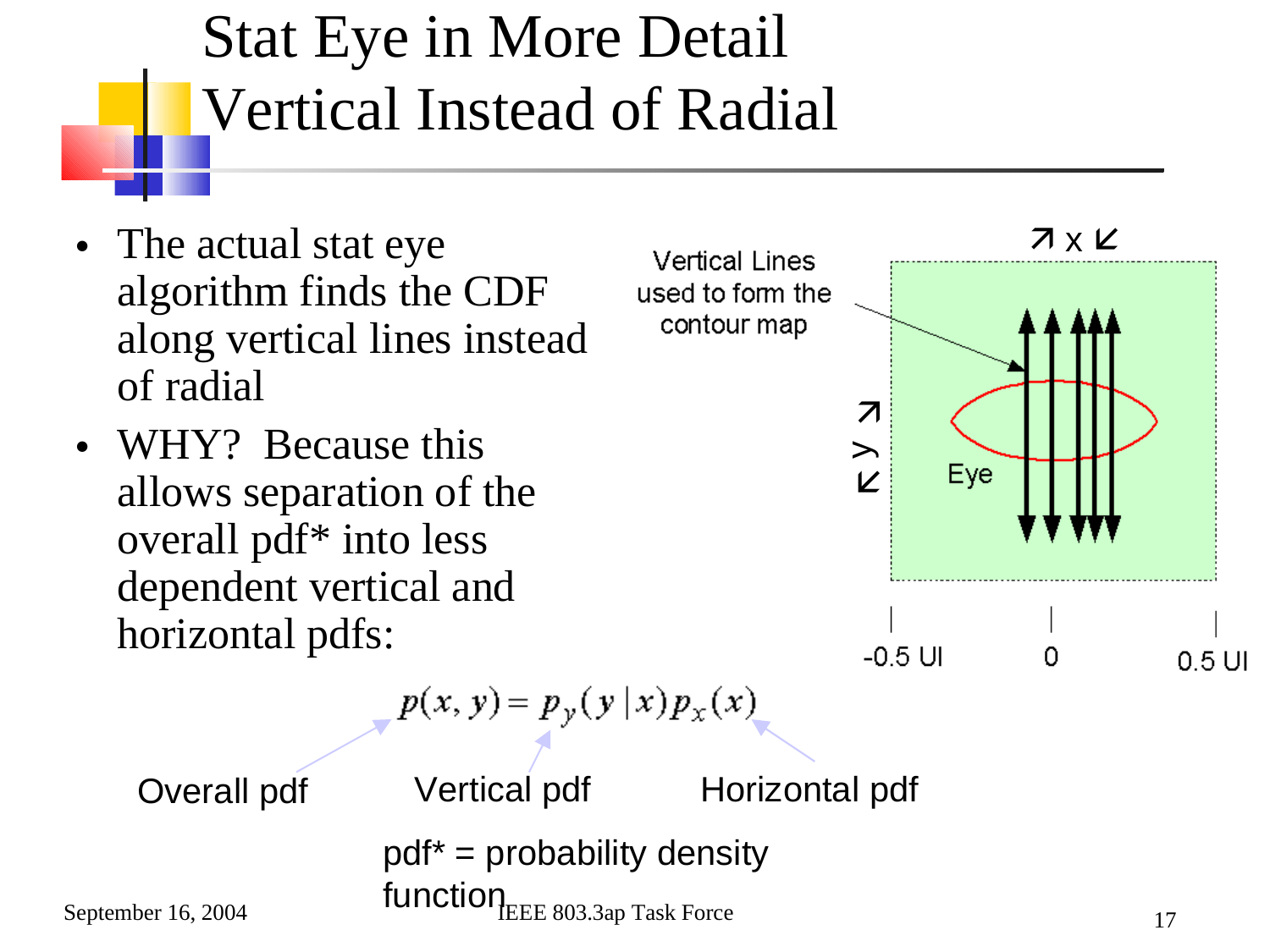# Stat Eye in More Detail Vertical Instead of Radial

- The actual stat eye algorithm finds the CDF along vertical lines instead of radial
- WHY? Because this allows separation of the overall pdf* into less dependent vertical and horizontal pdfs:

Vertical Lines used to form the contour map

Eye

x

y

-0.5 UI 0 0.5 UI

$$p(x, y) = p_y(y \mid x) p_x(x)$$

Overall pdf — Vertical pdf — Horizontal pdf

pdf* = probability density function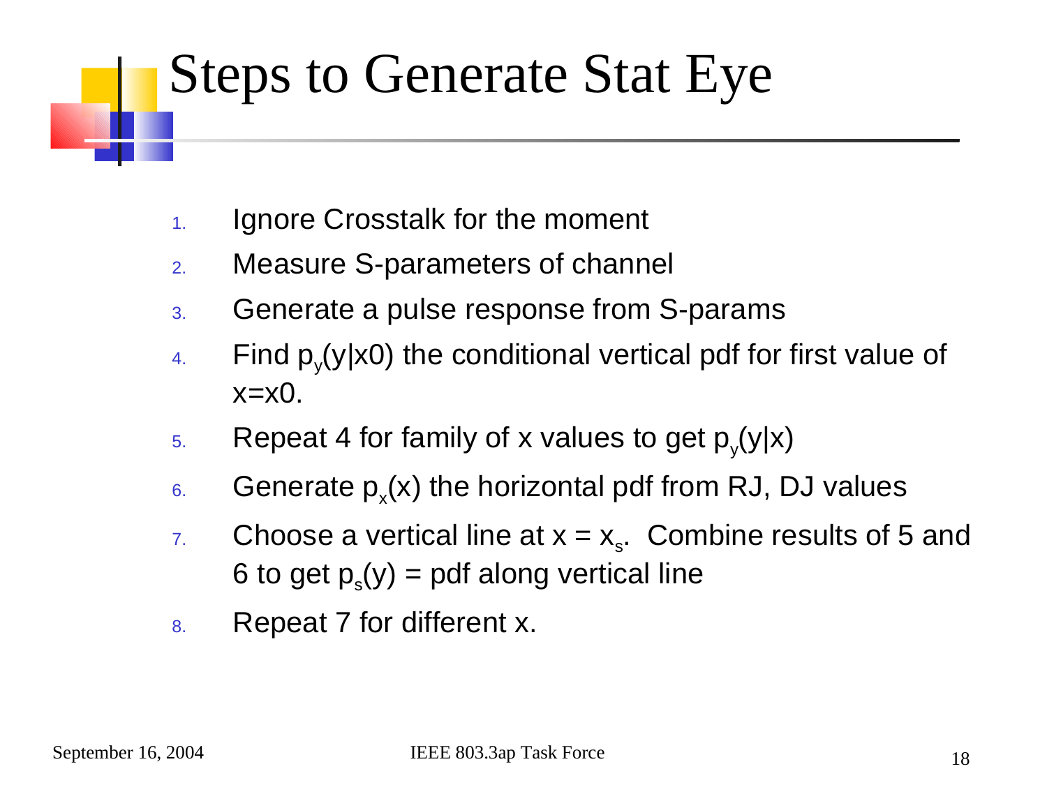# Steps to Generate Stat Eye

1. Ignore Crosstalk for the moment
2. Measure S-parameters of channel
3. Generate a pulse response from S-params
4. Find $p_y(y|x0)$ the conditional vertical pdf for first value of x=x0.
5. Repeat 4 for family of x values to get $p_y(y|x)$
6. Generate $p_x(x)$ the horizontal pdf from RJ, DJ values
7. Choose a vertical line at $x = x_s$. Combine results of 5 and 6 to get $p_s(y)$ = pdf along vertical line
8. Repeat 7 for different x.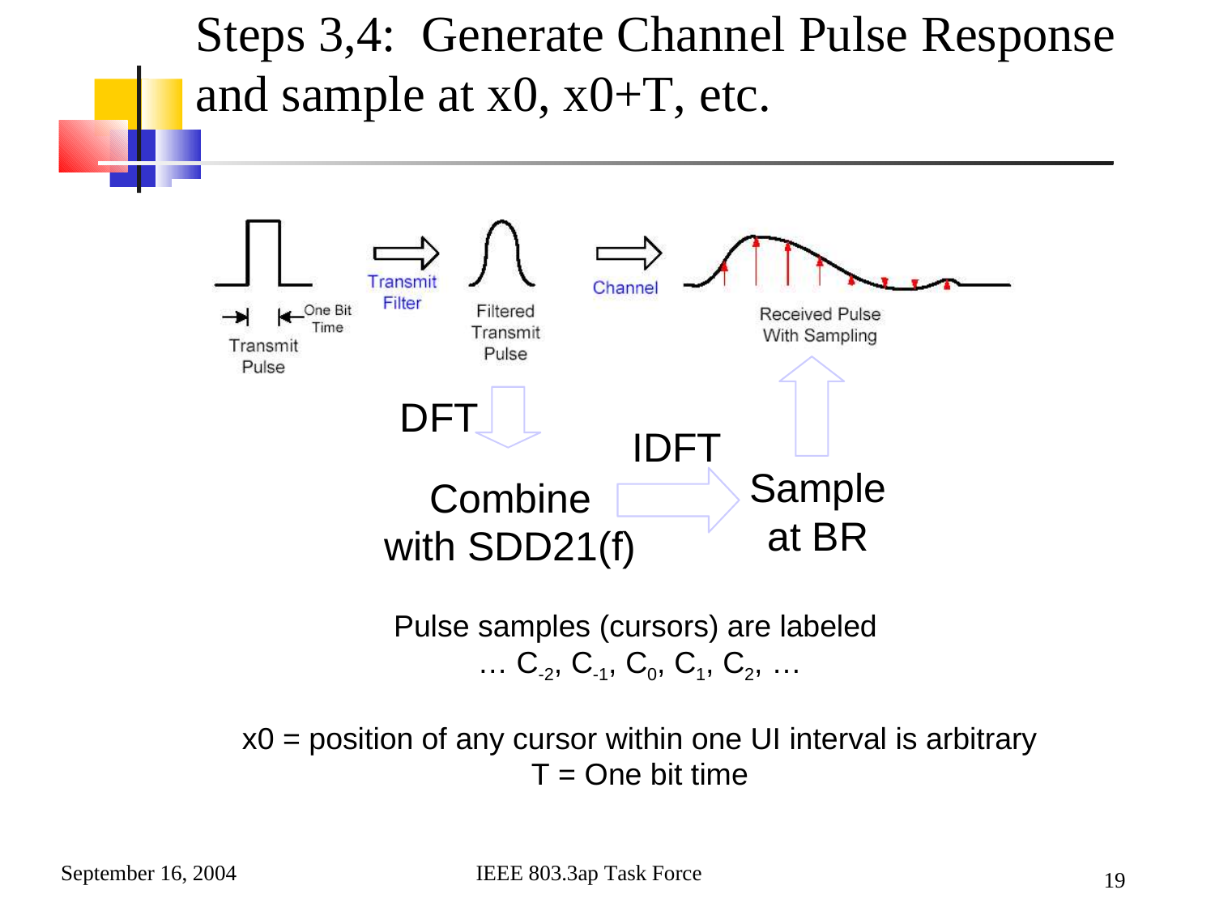# Steps 3,4: Generate Channel Pulse Response and sample at x0, x0+T, etc.

Transmit Pulse — One Bit Time → Transmit Filter → Filtered Transmit Pulse → Channel → Received Pulse With Sampling

DFT ↓ Combine with SDD21(f) → IDFT → Sample at BR ↑

Pulse samples (cursors) are labeled
… $C_{-2}$, $C_{-1}$, $C_0$, $C_1$, $C_2$, …

x0 = position of any cursor within one UI interval is arbitrary
T = One bit time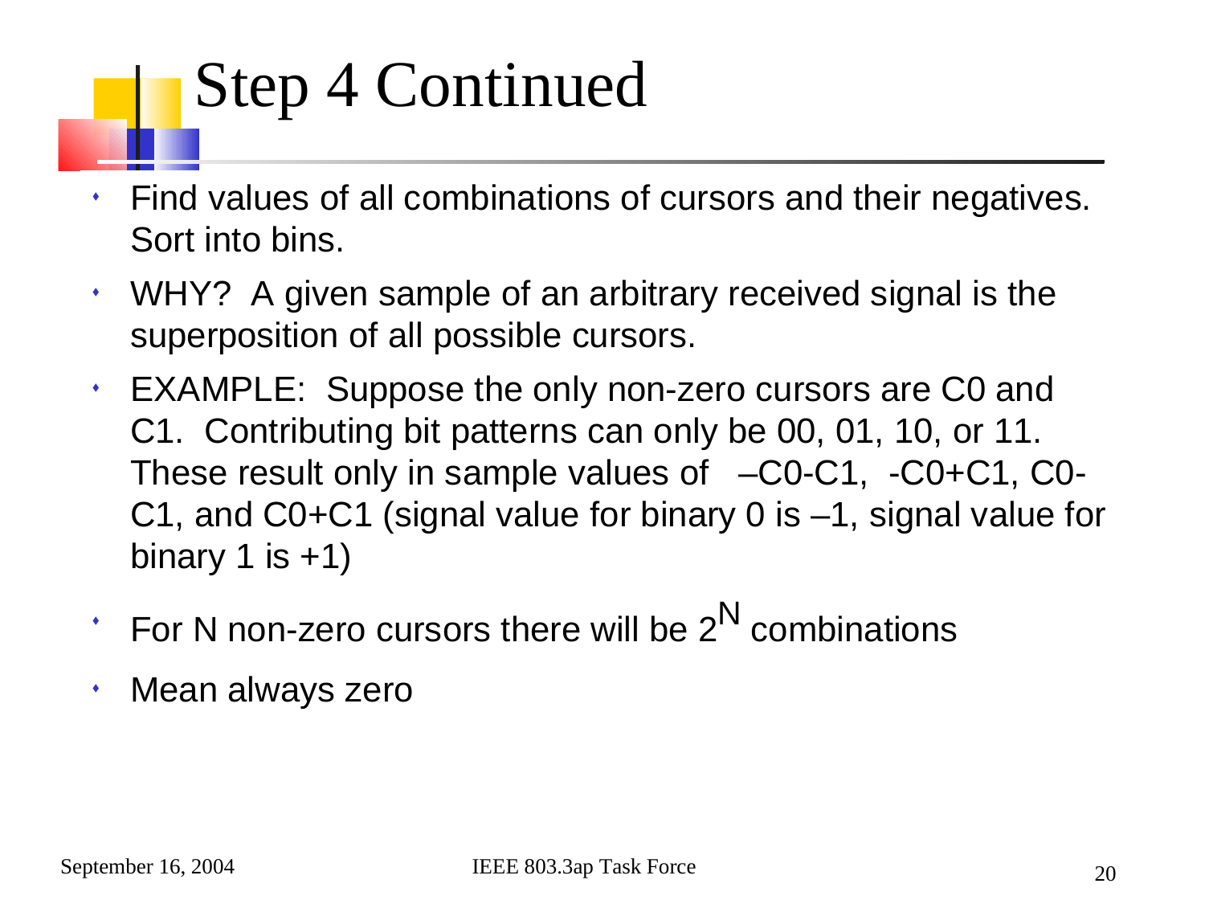# Step 4 Continued

- Find values of all combinations of cursors and their negatives. Sort into bins.
- WHY? A given sample of an arbitrary received signal is the superposition of all possible cursors.
- EXAMPLE: Suppose the only non-zero cursors are C0 and C1. Contributing bit patterns can only be 00, 01, 10, or 11. These result only in sample values of –C0-C1, -C0+C1, C0-C1, and C0+C1 (signal value for binary 0 is –1, signal value for binary 1 is +1)
- For N non-zero cursors there will be $2^N$ combinations
- Mean always zero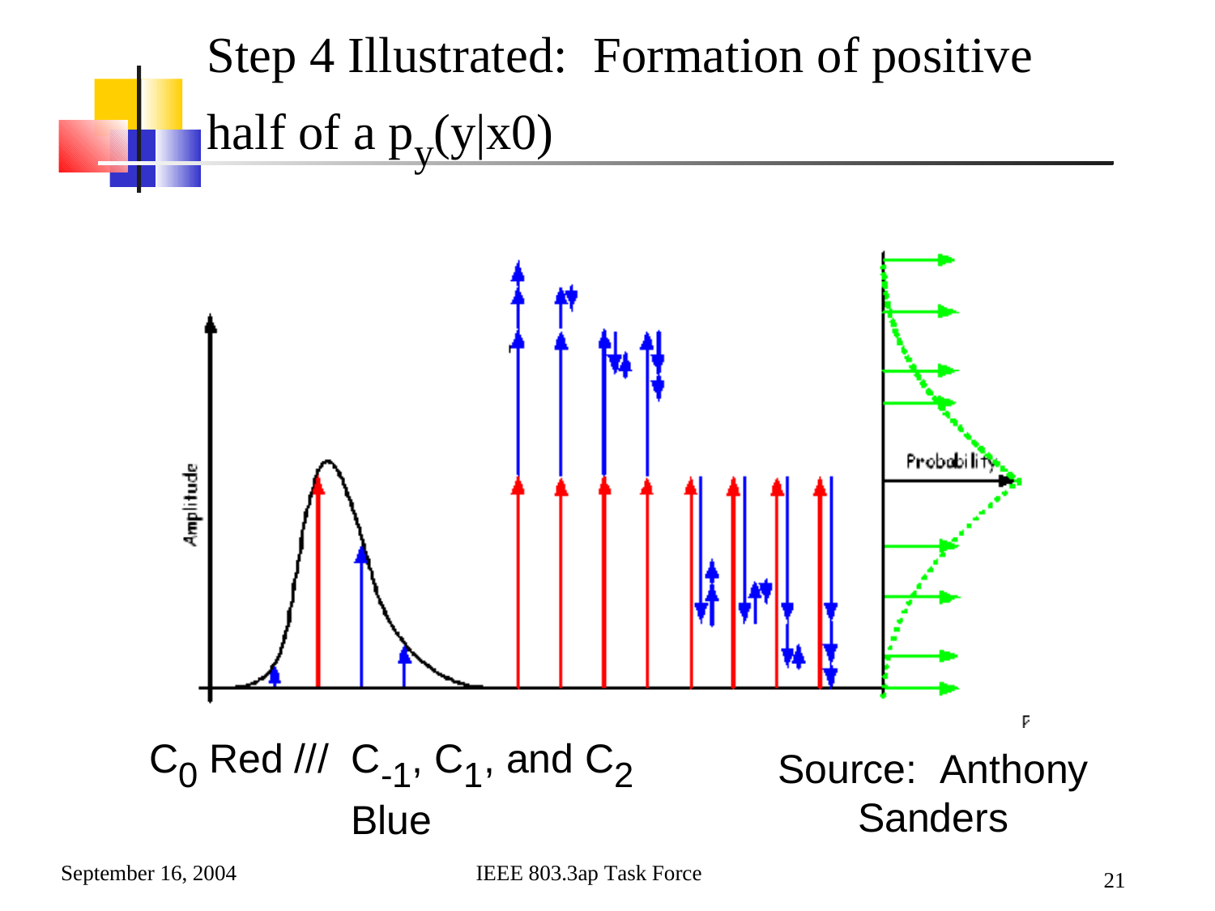# Step 4 Illustrated: Formation of positive half of a $p_y(y|x0)$

$C_0$ Red /// $C_{-1}$, $C_1$, and $C_2$ Blue

Source: Anthony Sanders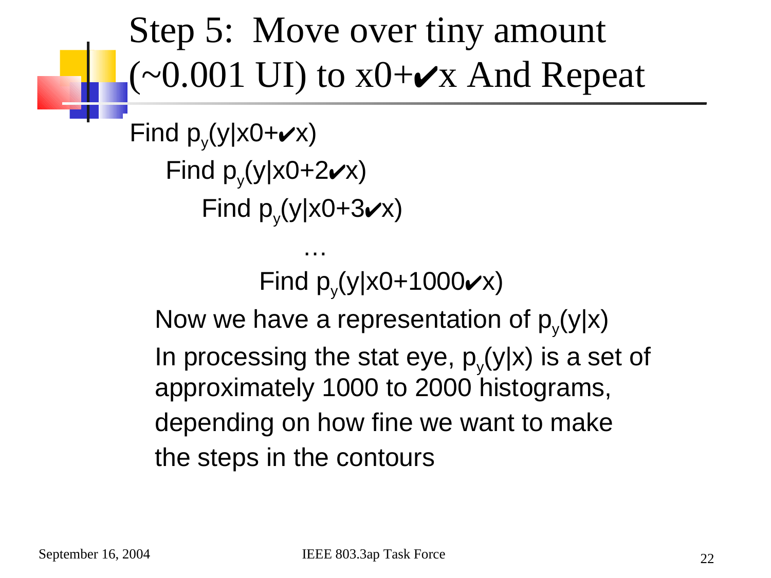# Step 5: Move over tiny amount (~0.001 UI) to x0+✔x And Repeat

Find $p_y$(y|x0+✔x)

Find $p_y$(y|x0+2✔x)

Find $p_y$(y|x0+3✔x)

…

Find $p_y$(y|x0+1000✔x)

Now we have a representation of $p_y$(y|x)

In processing the stat eye, $p_y$(y|x) is a set of approximately 1000 to 2000 histograms, depending on how fine we want to make the steps in the contours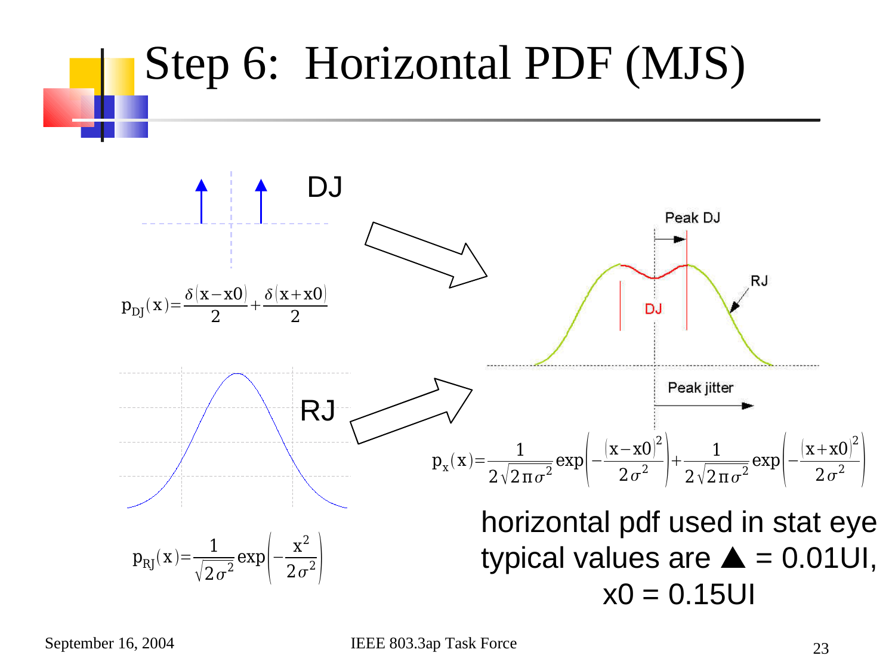# Step 6: Horizontal PDF (MJS)

DJ

$$p_{DJ}(x) = \frac{\delta(x - x0)}{2} + \frac{\delta(x + x0)}{2}$$

RJ

$$p_{RJ}(x) = \frac{1}{\sqrt{2\sigma^2}} \exp\left(-\frac{x^2}{2\sigma^2}\right)$$

Peak DJ

RJ

DJ

Peak jitter

$$p_x(x) = \frac{1}{2\sqrt{2\pi\sigma^2}} \exp\left(-\frac{(x - x0)^2}{2\sigma^2}\right) + \frac{1}{2\sqrt{2\pi\sigma^2}} \exp\left(-\frac{(x + x0)^2}{2\sigma^2}\right)$$

horizontal pdf used in stat eye typical values are ▲ = 0.01UI, x0 = 0.15UI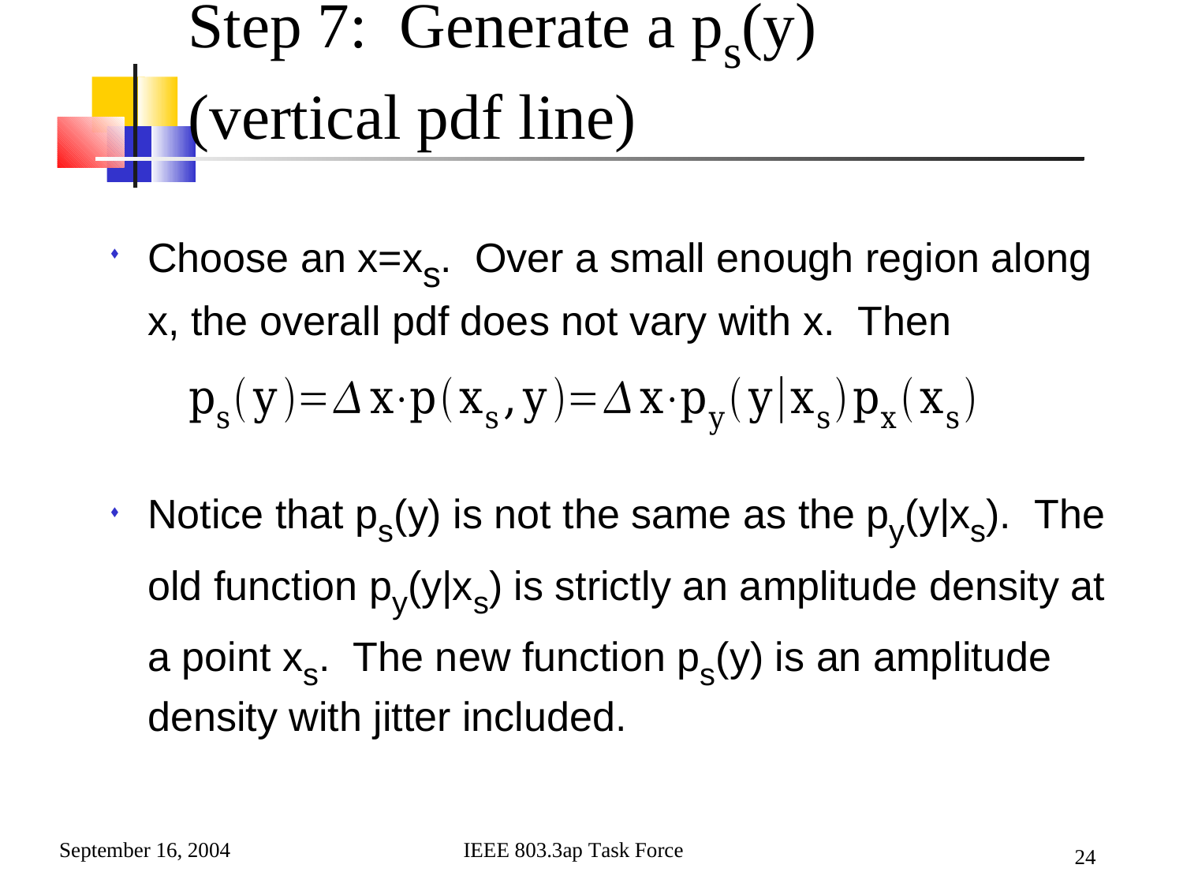# Step 7: Generate a $p_s(y)$ (vertical pdf line)

- Choose an $x=x_s$. Over a small enough region along x, the overall pdf does not vary with x. Then

$$p_s(y) = \Delta x \cdot p(x_s, y) = \Delta x \cdot p_y(y|x_s)\, p_x(x_s)$$

- Notice that $p_s(y)$ is not the same as the $p_y(y|x_s)$. The old function $p_y(y|x_s)$ is strictly an amplitude density at a point $x_s$. The new function $p_s(y)$ is an amplitude density with jitter included.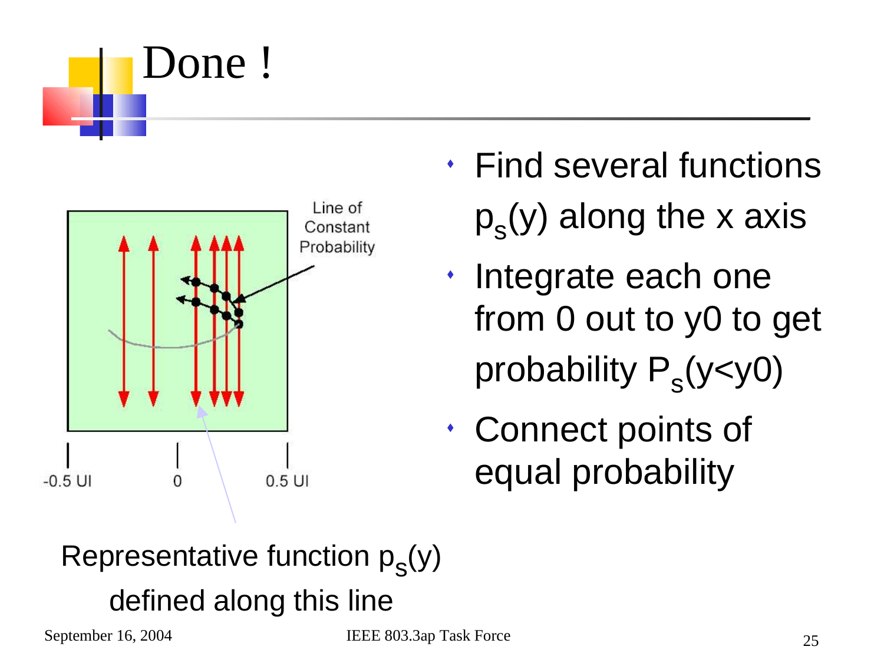# Done !

- Find several functions $p_s(y)$ along the x axis
- Integrate each one from 0 out to y0 to get probability $P_s(y<y0)$
- Connect points of equal probability

Line of Constant Probability

-0.5 UI    0    0.5 UI

Representative function $p_s(y)$ defined along this line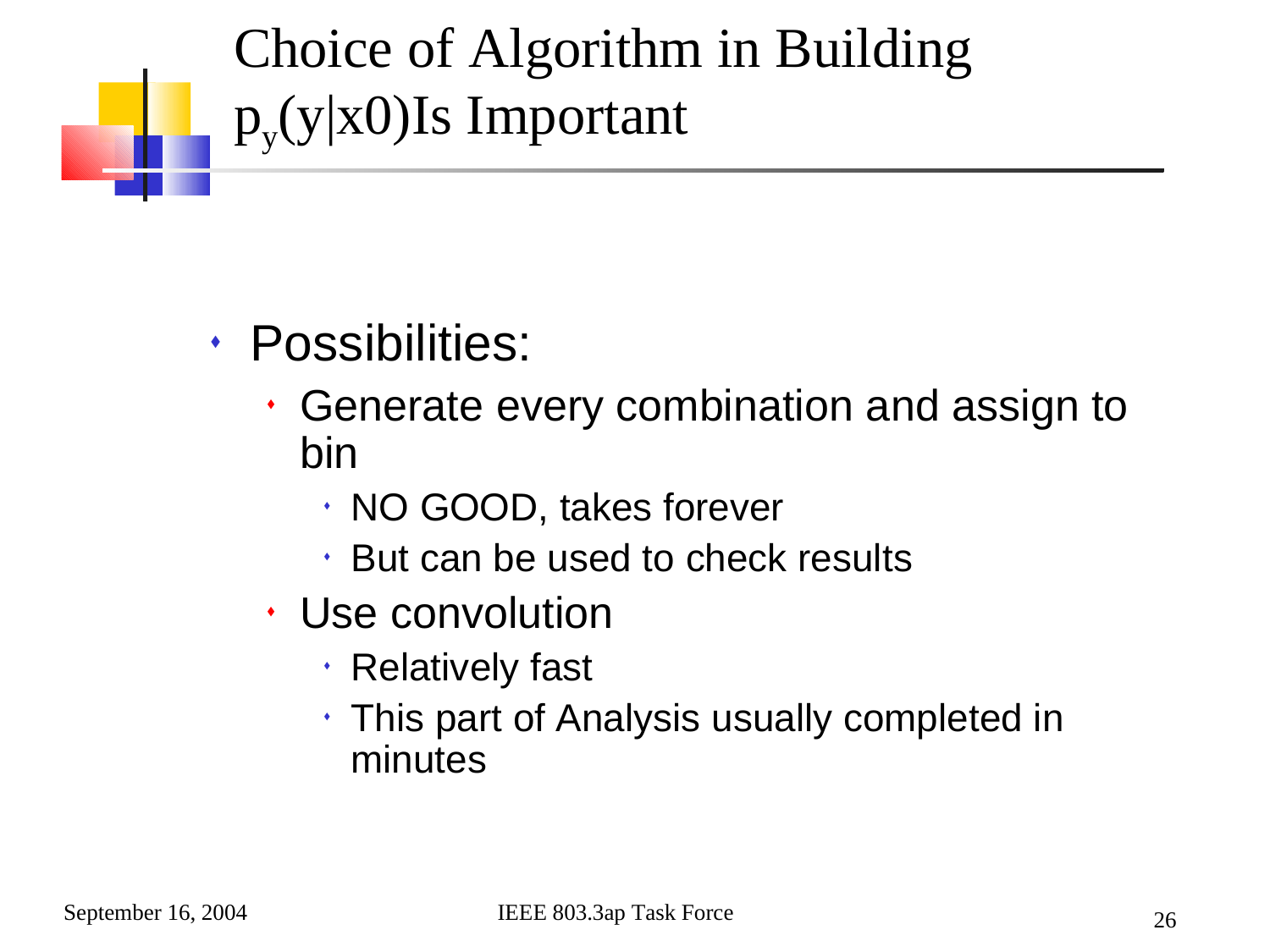# Choice of Algorithm in Building $p_y(y|x0)$ Is Important

- Possibilities:
  - Generate every combination and assign to bin
    - NO GOOD, takes forever
    - But can be used to check results
  - Use convolution
    - Relatively fast
    - This part of Analysis usually completed in minutes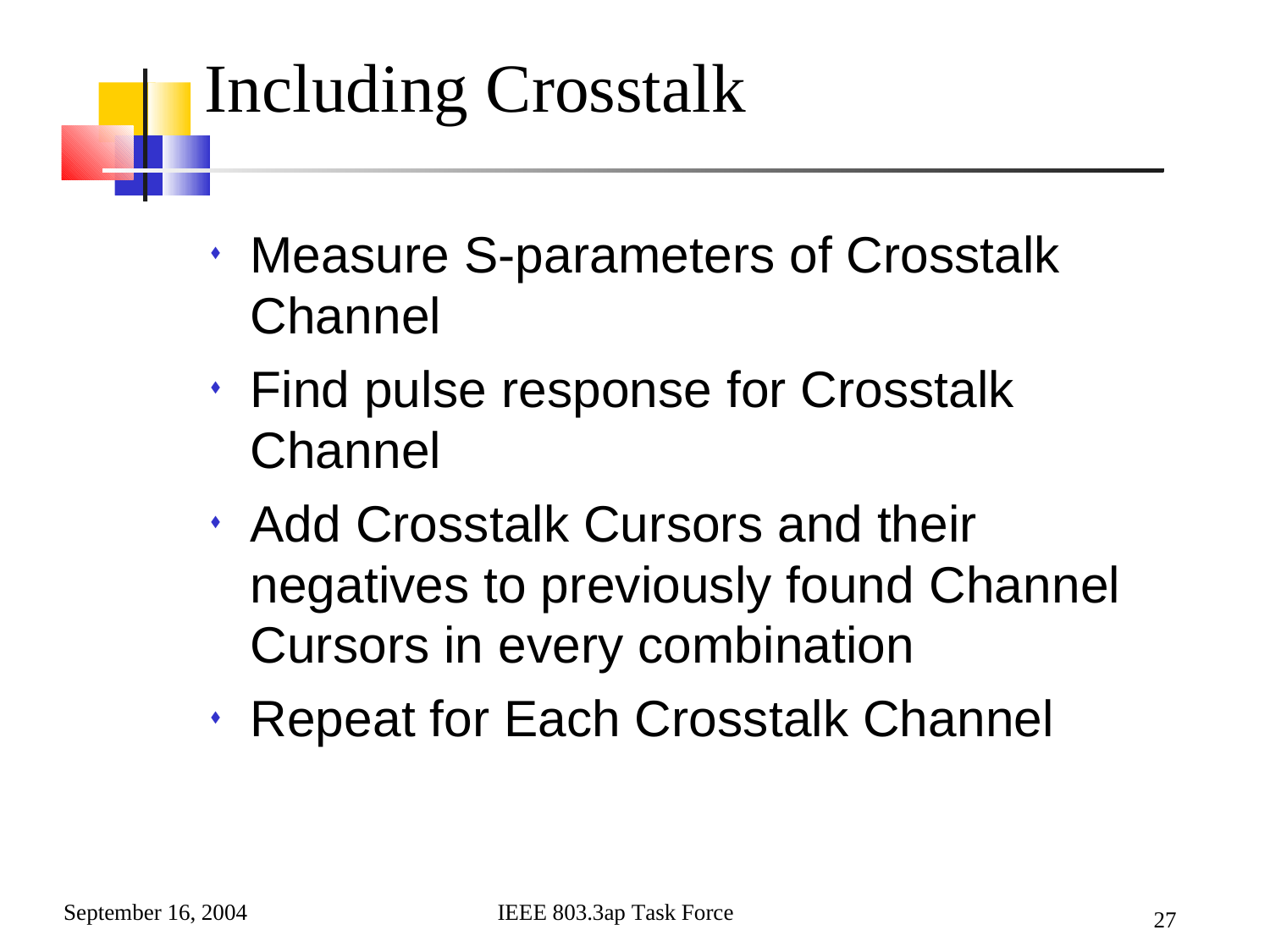# Including Crosstalk

- Measure S-parameters of Crosstalk Channel
- Find pulse response for Crosstalk Channel
- Add Crosstalk Cursors and their negatives to previously found Channel Cursors in every combination
- Repeat for Each Crosstalk Channel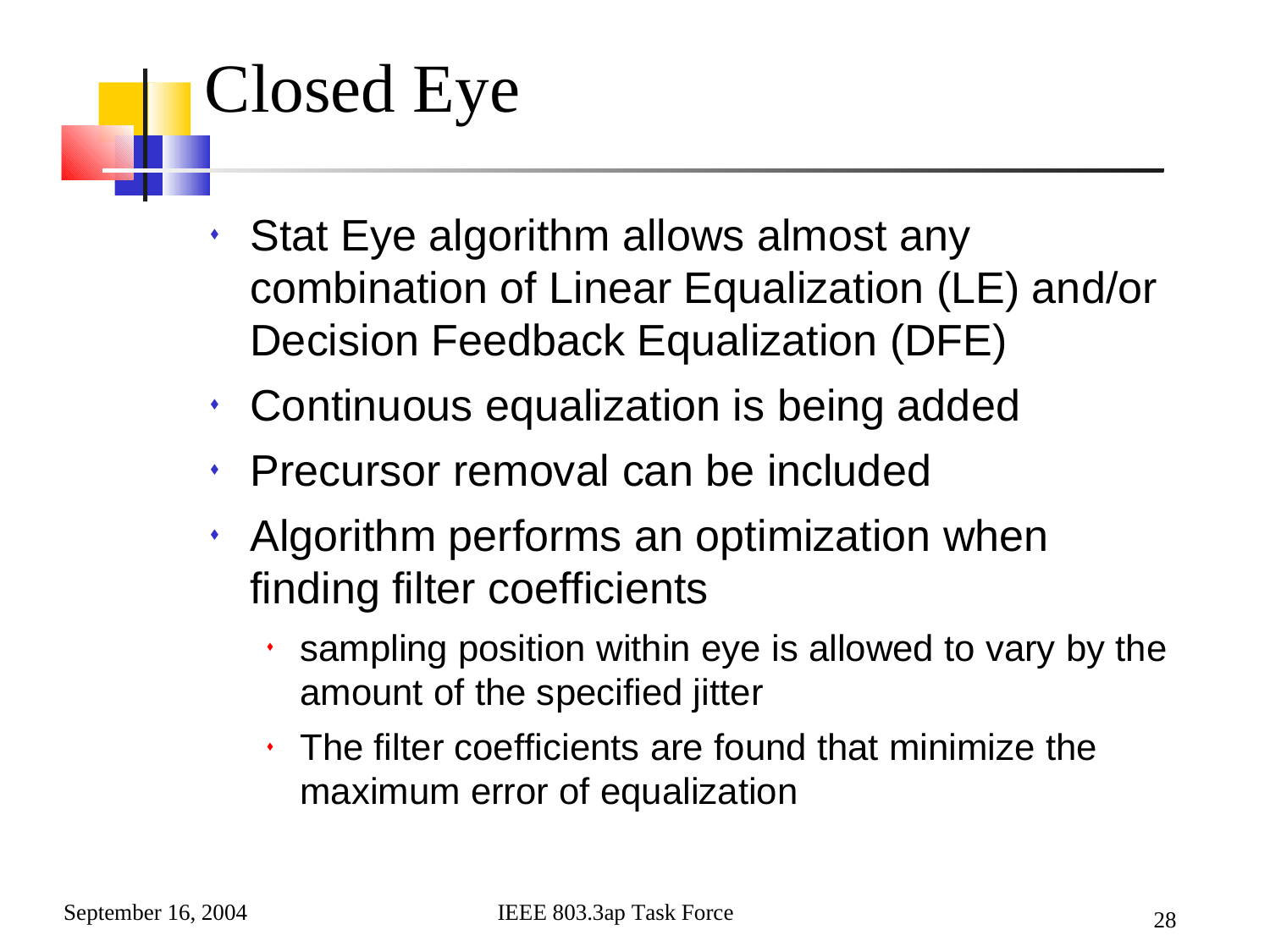# Closed Eye

- Stat Eye algorithm allows almost any combination of Linear Equalization (LE) and/or Decision Feedback Equalization (DFE)
- Continuous equalization is being added
- Precursor removal can be included
- Algorithm performs an optimization when finding filter coefficients
  - sampling position within eye is allowed to vary by the amount of the specified jitter
  - The filter coefficients are found that minimize the maximum error of equalization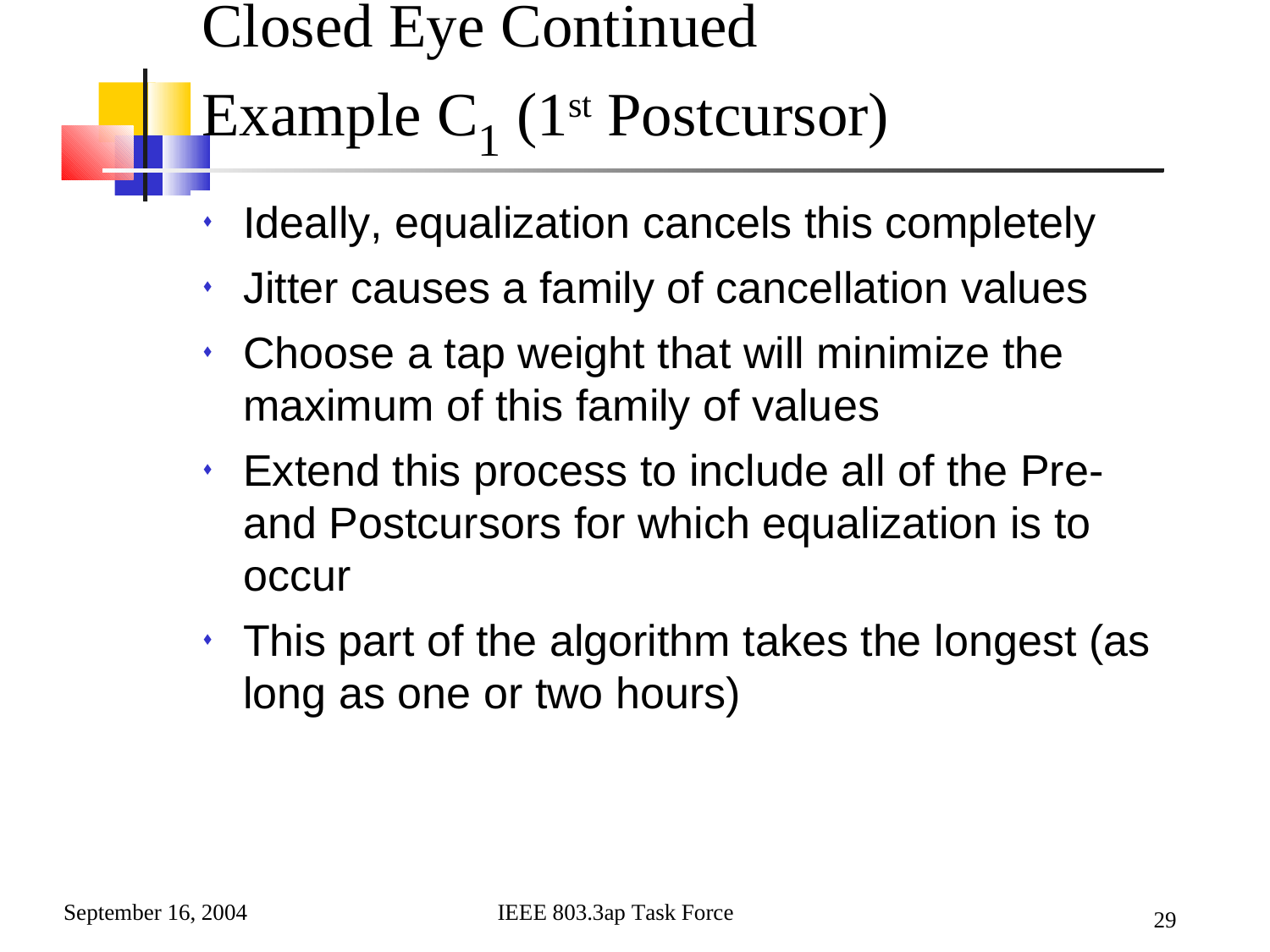# Closed Eye Continued

## Example $C_1$ (1st Postcursor)

- Ideally, equalization cancels this completely
- Jitter causes a family of cancellation values
- Choose a tap weight that will minimize the maximum of this family of values
- Extend this process to include all of the Pre- and Postcursors for which equalization is to occur
- This part of the algorithm takes the longest (as long as one or two hours)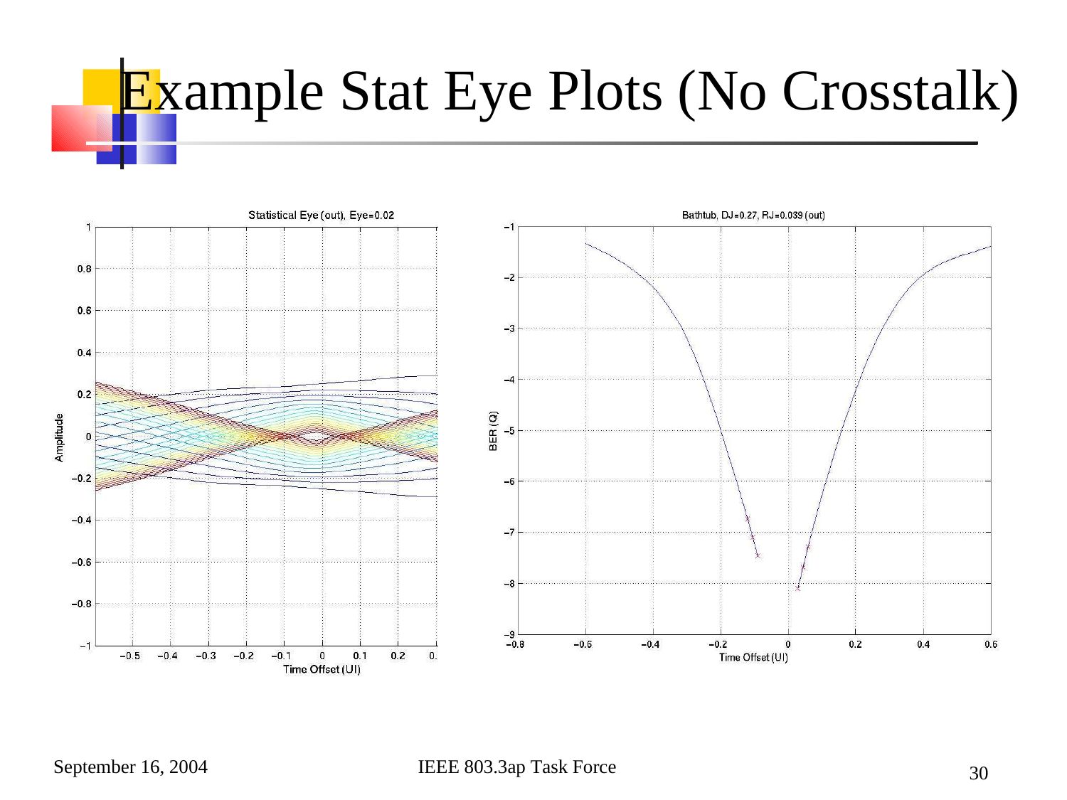# Example Stat Eye Plots (No Crosstalk)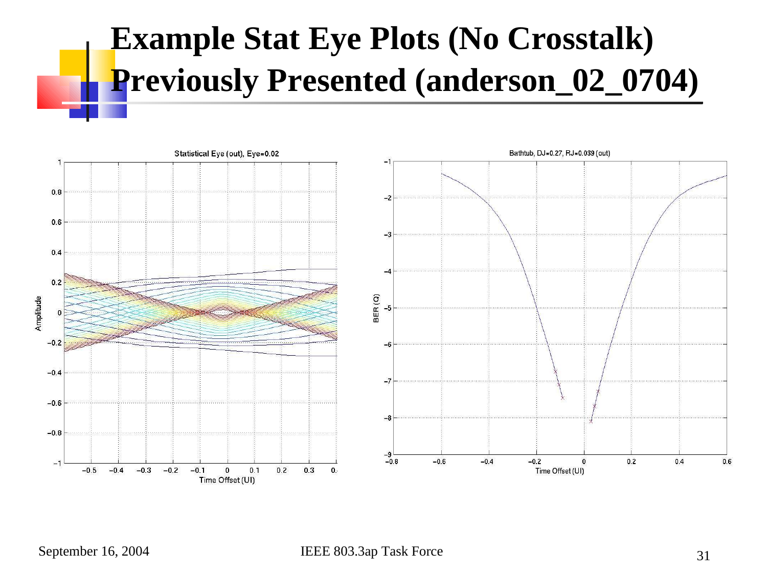# Example Stat Eye Plots (No Crosstalk) Previously Presented (anderson_02_0704)

Statistical Eye (out), Eye=0.02

Amplitude

1
0.8
0.6
0.4
0.2
0
−0.2
−0.4
−0.6
−0.8
−1

−0.5 −0.4 −0.3 −0.2 −0.1 0 0.1 0.2 0.3 0.

Time Offset (UI)

Bathtub, DJ=0.27, RJ=0.039 (out)

BER (Q)

−1
−2
−3
−4
−5
−6
−7
−8
−9

−0.8 −0.6 −0.4 −0.2 0 0.2 0.4 0.6

Time Offset (UI)

September 16, 2004 IEEE 802.3ap Task Force